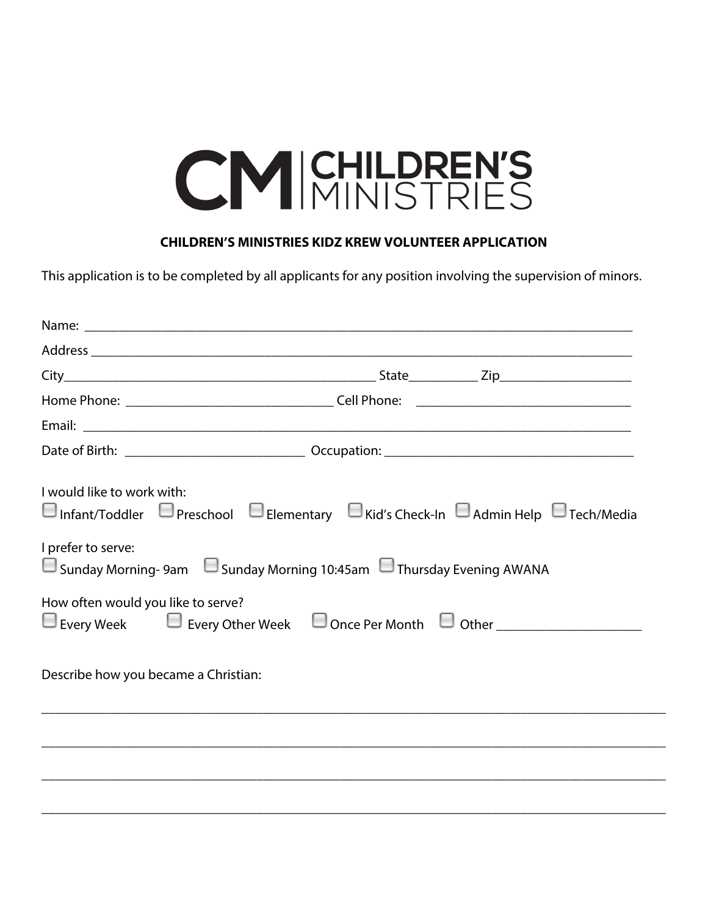# CM | CHILDREN'S MINISTRIES

**CHILDREN'S MINISTRIES KIDZ KREW VOLUNTEER APPLICATION**

This application is to be completed by all applicants for any position involving the supervision of minors.

Name: ___________________________________________________________________________

Address ___________________________________________________________________________

City_____________________________________________ State__________ Zip___________________

Home Phone: ______________________________ Cell Phone: _______________________________

Email: ____________________________________________________________________________

Date of Birth: __________________________ Occupation: ___________________________________

I would like to work with:

☐ Infant/Toddler ☐ Preschool ☐ Elementary ☐ Kid's Check-In ☐ Admin Help ☐ Tech/Media

I prefer to serve:

☐ Sunday Morning- 9am ☐ Sunday Morning 10:45am ☐ Thursday Evening AWANA

How often would you like to serve?

☐ Every Week ☐ Every Other Week ☐ Once Per Month ☐ Other ____________________

Describe how you became a Christian:

_____________________________________________________________________________________________

_____________________________________________________________________________________________

_____________________________________________________________________________________________

_____________________________________________________________________________________________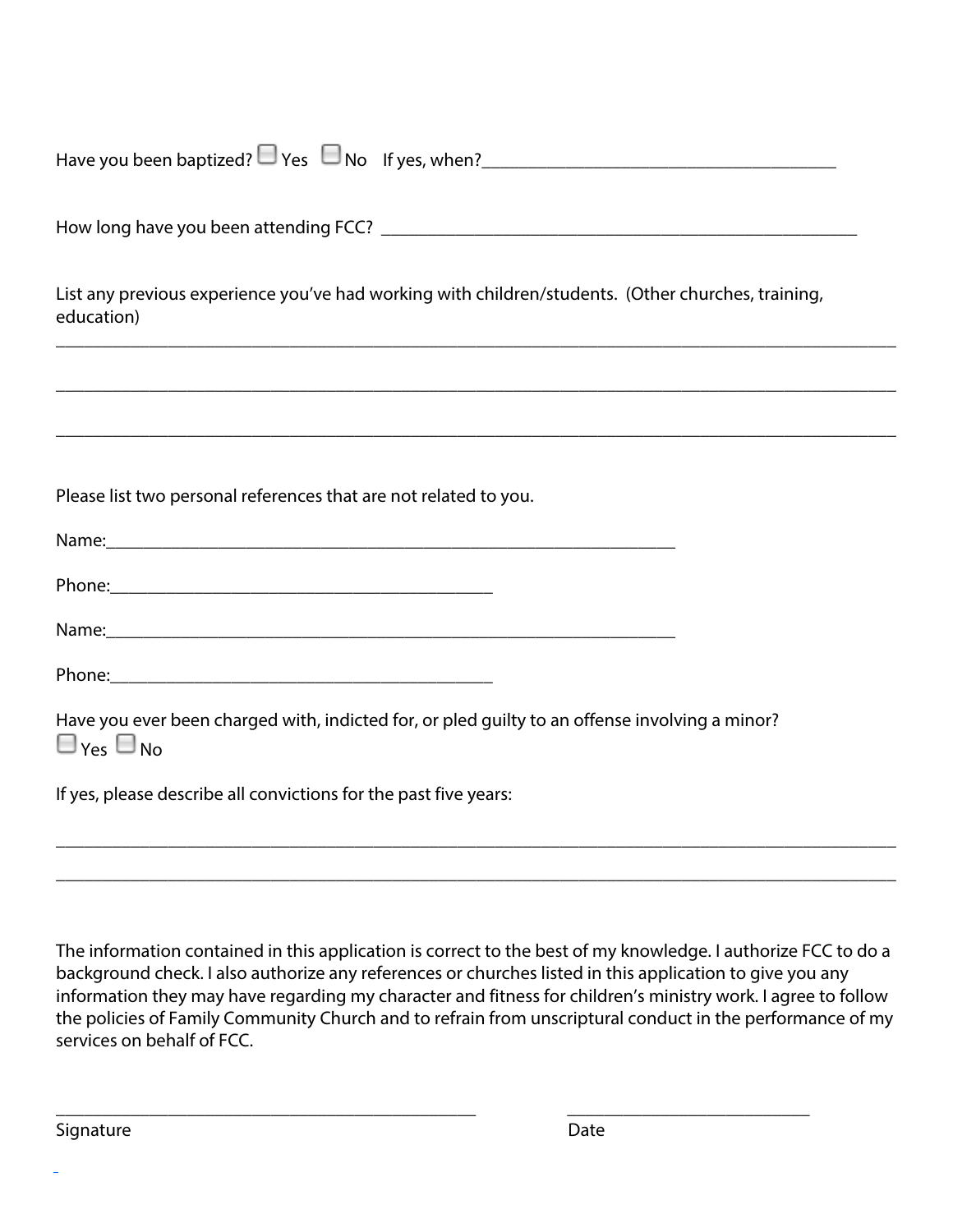Have you been baptized? ☐ Yes ☐ No  If yes, when?_______________________________________

How long have you been attending FCC? ____________________________________________________

List any previous experience you've had working with children/students. (Other churches, training, education)

_____________________________________________________________________________________________

_____________________________________________________________________________________________

_____________________________________________________________________________________________

Please list two personal references that are not related to you.

Name:_______________________________________________________________

Phone:__________________________________________

Name:_______________________________________________________________

Phone:__________________________________________

Have you ever been charged with, indicted for, or pled guilty to an offense involving a minor?
☐ Yes ☐ No

If yes, please describe all convictions for the past five years:

_____________________________________________________________________________________________

_____________________________________________________________________________________________

The information contained in this application is correct to the best of my knowledge. I authorize FCC to do a background check. I also authorize any references or churches listed in this application to give you any information they may have regarding my character and fitness for children's ministry work. I agree to follow the policies of Family Community Church and to refrain from unscriptural conduct in the performance of my services on behalf of FCC.

_______________________________________________ ___________________________

Signature Date